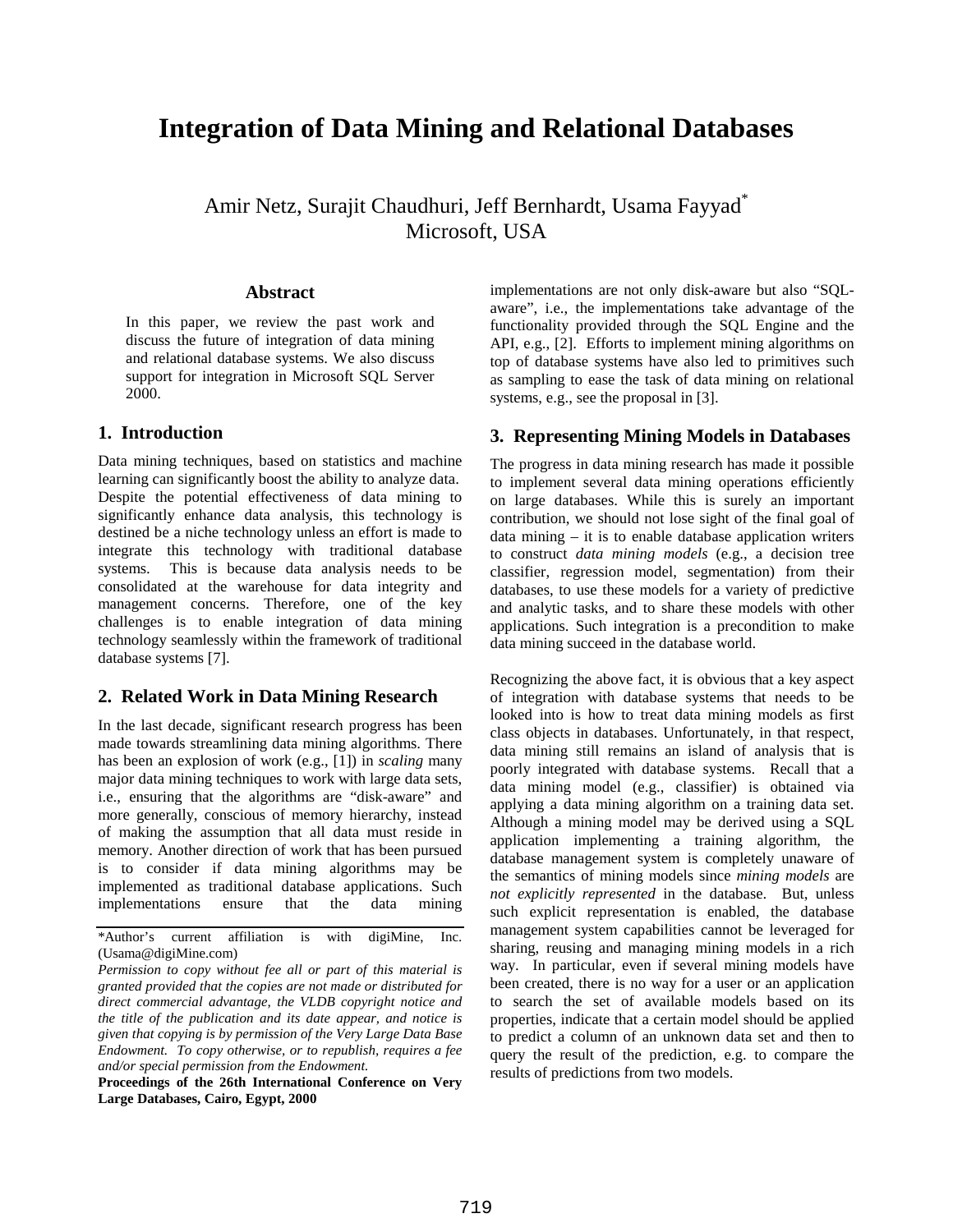# Integration of Data Mining and Relational Databases

Amir Netz, Surajit Chaudhuri, Jeff Bernhardt, Usama Fayyad*
Microsoft, USA

## Abstract

In this paper, we review the past work and discuss the future of integration of data mining and relational database systems. We also discuss support for integration in Microsoft SQL Server 2000.

## 1. Introduction

Data mining techniques, based on statistics and machine learning can significantly boost the ability to analyze data. Despite the potential effectiveness of data mining to significantly enhance data analysis, this technology is destined be a niche technology unless an effort is made to integrate this technology with traditional database systems. This is because data analysis needs to be consolidated at the warehouse for data integrity and management concerns. Therefore, one of the key challenges is to enable integration of data mining technology seamlessly within the framework of traditional database systems [7].

## 2. Related Work in Data Mining Research

In the last decade, significant research progress has been made towards streamlining data mining algorithms. There has been an explosion of work (e.g., [1]) in *scaling* many major data mining techniques to work with large data sets, i.e., ensuring that the algorithms are "disk-aware" and more generally, conscious of memory hierarchy, instead of making the assumption that all data must reside in memory. Another direction of work that has been pursued is to consider if data mining algorithms may be implemented as traditional database applications. Such implementations ensure that the data mining implementations are not only disk-aware but also "SQL-aware", i.e., the implementations take advantage of the functionality provided through the SQL Engine and the API, e.g., [2]. Efforts to implement mining algorithms on top of database systems have also led to primitives such as sampling to ease the task of data mining on relational systems, e.g., see the proposal in [3].

## 3. Representing Mining Models in Databases

The progress in data mining research has made it possible to implement several data mining operations efficiently on large databases. While this is surely an important contribution, we should not lose sight of the final goal of data mining – it is to enable database application writers to construct *data mining models* (e.g., a decision tree classifier, regression model, segmentation) from their databases, to use these models for a variety of predictive and analytic tasks, and to share these models with other applications. Such integration is a precondition to make data mining succeed in the database world.

Recognizing the above fact, it is obvious that a key aspect of integration with database systems that needs to be looked into is how to treat data mining models as first class objects in databases. Unfortunately, in that respect, data mining still remains an island of analysis that is poorly integrated with database systems. Recall that a data mining model (e.g., classifier) is obtained via applying a data mining algorithm on a training data set. Although a mining model may be derived using a SQL application implementing a training algorithm, the database management system is completely unaware of the semantics of mining models since *mining models* are *not explicitly represented* in the database. But, unless such explicit representation is enabled, the database management system capabilities cannot be leveraged for sharing, reusing and managing mining models in a rich way. In particular, even if several mining models have been created, there is no way for a user or an application to search the set of available models based on its properties, indicate that a certain model should be applied to predict a column of an unknown data set and then to query the result of the prediction, e.g. to compare the results of predictions from two models.

---

*Author's current affiliation is with digiMine, Inc. (Usama@digiMine.com)

*Permission to copy without fee all or part of this material is granted provided that the copies are not made or distributed for direct commercial advantage, the VLDB copyright notice and the title of the publication and its date appear, and notice is given that copying is by permission of the Very Large Data Base Endowment. To copy otherwise, or to republish, requires a fee and/or special permission from the Endowment.*

**Proceedings of the 26th International Conference on Very Large Databases, Cairo, Egypt, 2000**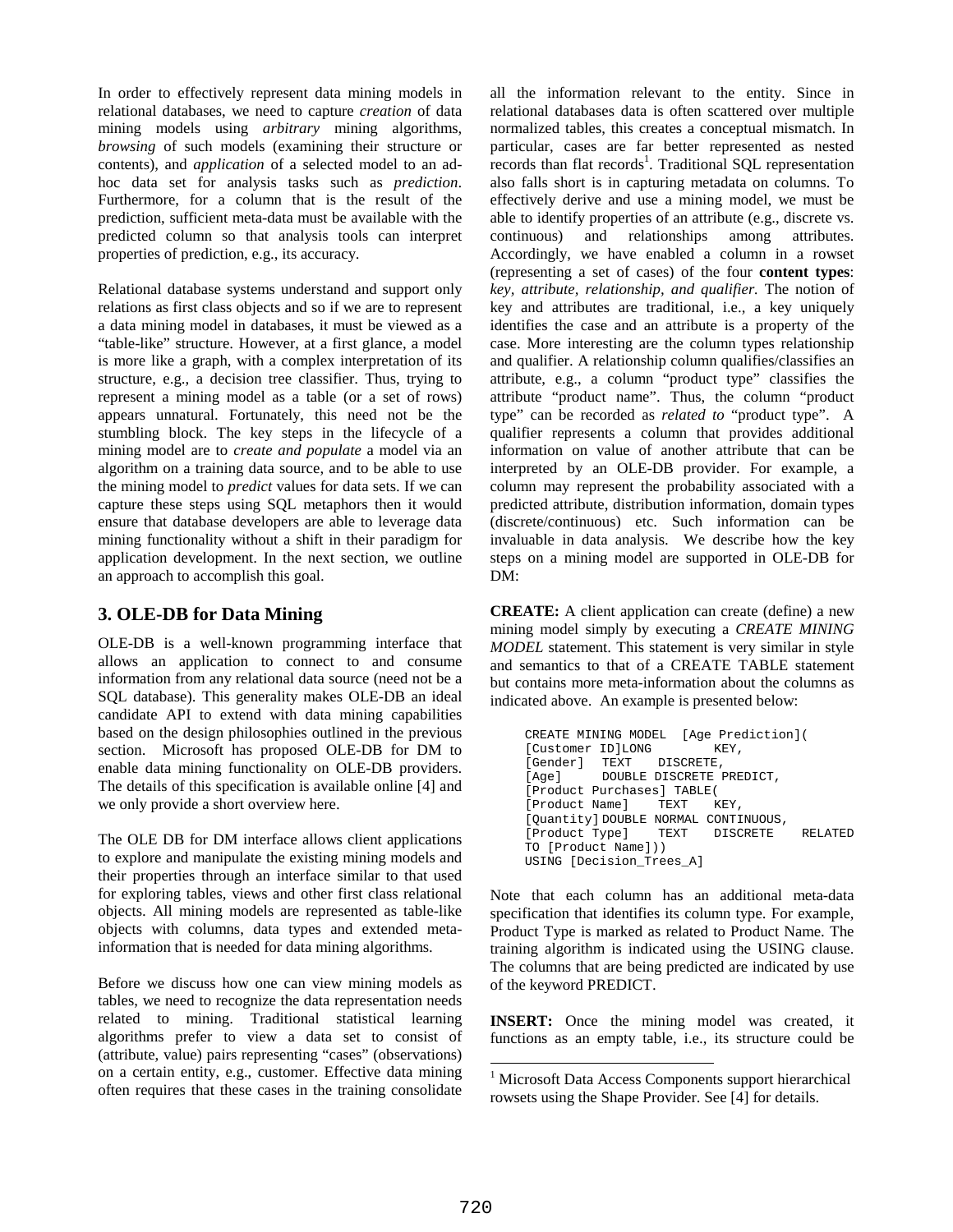In order to effectively represent data mining models in relational databases, we need to capture *creation* of data mining models using *arbitrary* mining algorithms, *browsing* of such models (examining their structure or contents), and *application* of a selected model to an ad-hoc data set for analysis tasks such as *prediction*. Furthermore, for a column that is the result of the prediction, sufficient meta-data must be available with the predicted column so that analysis tools can interpret properties of prediction, e.g., its accuracy.

Relational database systems understand and support only relations as first class objects and so if we are to represent a data mining model in databases, it must be viewed as a "table-like" structure. However, at a first glance, a model is more like a graph, with a complex interpretation of its structure, e.g., a decision tree classifier. Thus, trying to represent a mining model as a table (or a set of rows) appears unnatural. Fortunately, this need not be the stumbling block. The key steps in the lifecycle of a mining model are to *create and populate* a model via an algorithm on a training data source, and to be able to use the mining model to *predict* values for data sets. If we can capture these steps using SQL metaphors then it would ensure that database developers are able to leverage data mining functionality without a shift in their paradigm for application development. In the next section, we outline an approach to accomplish this goal.

## 3. OLE-DB for Data Mining

OLE-DB is a well-known programming interface that allows an application to connect to and consume information from any relational data source (need not be a SQL database). This generality makes OLE-DB an ideal candidate API to extend with data mining capabilities based on the design philosophies outlined in the previous section. Microsoft has proposed OLE-DB for DM to enable data mining functionality on OLE-DB providers. The details of this specification is available online [4] and we only provide a short overview here.

The OLE DB for DM interface allows client applications to explore and manipulate the existing mining models and their properties through an interface similar to that used for exploring tables, views and other first class relational objects. All mining models are represented as table-like objects with columns, data types and extended meta-information that is needed for data mining algorithms.

Before we discuss how one can view mining models as tables, we need to recognize the data representation needs related to mining. Traditional statistical learning algorithms prefer to view a data set to consist of (attribute, value) pairs representing "cases" (observations) on a certain entity, e.g., customer. Effective data mining often requires that these cases in the training consolidate all the information relevant to the entity. Since in relational databases data is often scattered over multiple normalized tables, this creates a conceptual mismatch. In particular, cases are far better represented as nested records than flat records[1]. Traditional SQL representation also falls short is in capturing metadata on columns. To effectively derive and use a mining model, we must be able to identify properties of an attribute (e.g., discrete vs. continuous) and relationships among attributes. Accordingly, we have enabled a column in a rowset (representing a set of cases) of the four **content types**: *key, attribute, relationship, and qualifier.* The notion of key and attributes are traditional, i.e., a key uniquely identifies the case and an attribute is a property of the case. More interesting are the column types relationship and qualifier. A relationship column qualifies/classifies an attribute, e.g., a column "product type" classifies the attribute "product name". Thus, the column "product type" can be recorded as *related to* "product type". A qualifier represents a column that provides additional information on value of another attribute that can be interpreted by an OLE-DB provider. For example, a column may represent the probability associated with a predicted attribute, distribution information, domain types (discrete/continuous) etc. Such information can be invaluable in data analysis. We describe how the key steps on a mining model are supported in OLE-DB for DM:

**CREATE:** A client application can create (define) a new mining model simply by executing a *CREATE MINING MODEL* statement. This statement is very similar in style and semantics to that of a CREATE TABLE statement but contains more meta-information about the columns as indicated above. An example is presented below:

```
CREATE MINING MODEL  [Age Prediction](
[Customer ID]LONG        KEY,
[Gender]  TEXT   DISCRETE,
[Age]     DOUBLE DISCRETE PREDICT,
[Product Purchases] TABLE(
[Product Name]    TEXT   KEY,
[Quantity] DOUBLE NORMAL CONTINUOUS,
[Product Type]    TEXT   DISCRETE   RELATED
TO [Product Name]))
USING [Decision_Trees_A]
```

Note that each column has an additional meta-data specification that identifies its column type. For example, Product Type is marked as related to Product Name. The training algorithm is indicated using the USING clause. The columns that are being predicted are indicated by use of the keyword PREDICT.

**INSERT:** Once the mining model was created, it functions as an empty table, i.e., its structure could be

[1] Microsoft Data Access Components support hierarchical rowsets using the Shape Provider. See [4] for details.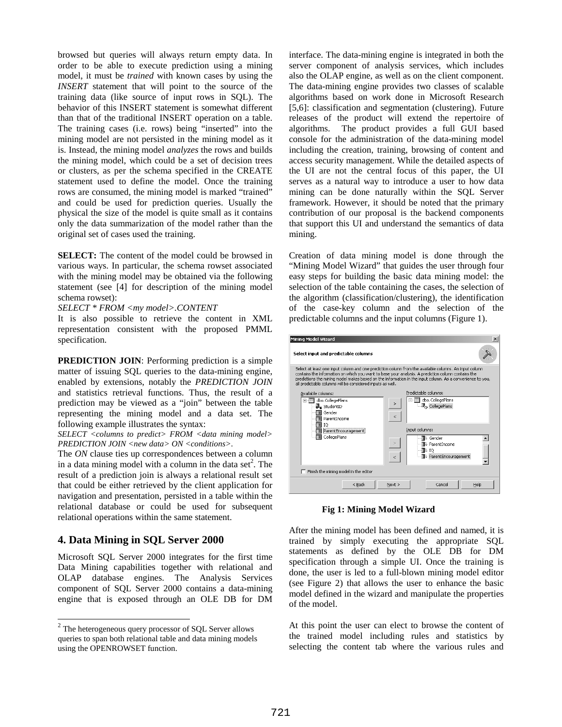browsed but queries will always return empty data. In order to be able to execute prediction using a mining model, it must be *trained* with known cases by using the *INSERT* statement that will point to the source of the training data (like source of input rows in SQL). The behavior of this INSERT statement is somewhat different than that of the traditional INSERT operation on a table. The training cases (i.e. rows) being "inserted" into the mining model are not persisted in the mining model as it is. Instead, the mining model *analyzes* the rows and builds the mining model, which could be a set of decision trees or clusters, as per the schema specified in the CREATE statement used to define the model. Once the training rows are consumed, the mining model is marked "trained" and could be used for prediction queries. Usually the physical the size of the model is quite small as it contains only the data summarization of the model rather than the original set of cases used the training.

**SELECT:** The content of the model could be browsed in various ways. In particular, the schema rowset associated with the mining model may be obtained via the following statement (see [4] for description of the mining model schema rowset):

*SELECT * FROM <my model>.CONTENT*

It is also possible to retrieve the content in XML representation consistent with the proposed PMML specification.

**PREDICTION JOIN**: Performing prediction is a simple matter of issuing SQL queries to the data-mining engine, enabled by extensions, notably the *PREDICTION JOIN* and statistics retrieval functions. Thus, the result of a prediction may be viewed as a "join" between the table representing the mining model and a data set. The following example illustrates the syntax:

*SELECT <columns to predict> FROM <data mining model> PREDICTION JOIN <new data> ON <conditions>.*

The *ON* clause ties up correspondences between a column in a data mining model with a column in the data set[2]. The result of a prediction join is always a relational result set that could be either retrieved by the client application for navigation and presentation, persisted in a table within the relational database or could be used for subsequent relational operations within the same statement.

## 4. Data Mining in SQL Server 2000

Microsoft SQL Server 2000 integrates for the first time Data Mining capabilities together with relational and OLAP database engines. The Analysis Services component of SQL Server 2000 contains a data-mining engine that is exposed through an OLE DB for DM interface. The data-mining engine is integrated in both the server component of analysis services, which includes also the OLAP engine, as well as on the client component. The data-mining engine provides two classes of scalable algorithms based on work done in Microsoft Research [5,6]: classification and segmentation (clustering). Future releases of the product will extend the repertoire of algorithms. The product provides a full GUI based console for the administration of the data-mining model including the creation, training, browsing of content and access security management. While the detailed aspects of the UI are not the central focus of this paper, the UI serves as a natural way to introduce a user to how data mining can be done naturally within the SQL Server framework. However, it should be noted that the primary contribution of our proposal is the backend components that support this UI and understand the semantics of data mining.

Creation of data mining model is done through the "Mining Model Wizard" that guides the user through four easy steps for building the basic data mining model: the selection of the table containing the cases, the selection of the algorithm (classification/clustering), the identification of the case-key column and the selection of the predictable columns and the input columns (Figure 1).

**Fig 1: Mining Model Wizard**

After the mining model has been defined and named, it is trained by simply executing the appropriate SQL statements as defined by the OLE DB for DM specification through a simple UI. Once the training is done, the user is led to a full-blown mining model editor (see Figure 2) that allows the user to enhance the basic model defined in the wizard and manipulate the properties of the model.

At this point the user can elect to browse the content of the trained model including rules and statistics by selecting the content tab where the various rules and

[2] The heterogeneous query processor of SQL Server allows queries to span both relational table and data mining models using the OPENROWSET function.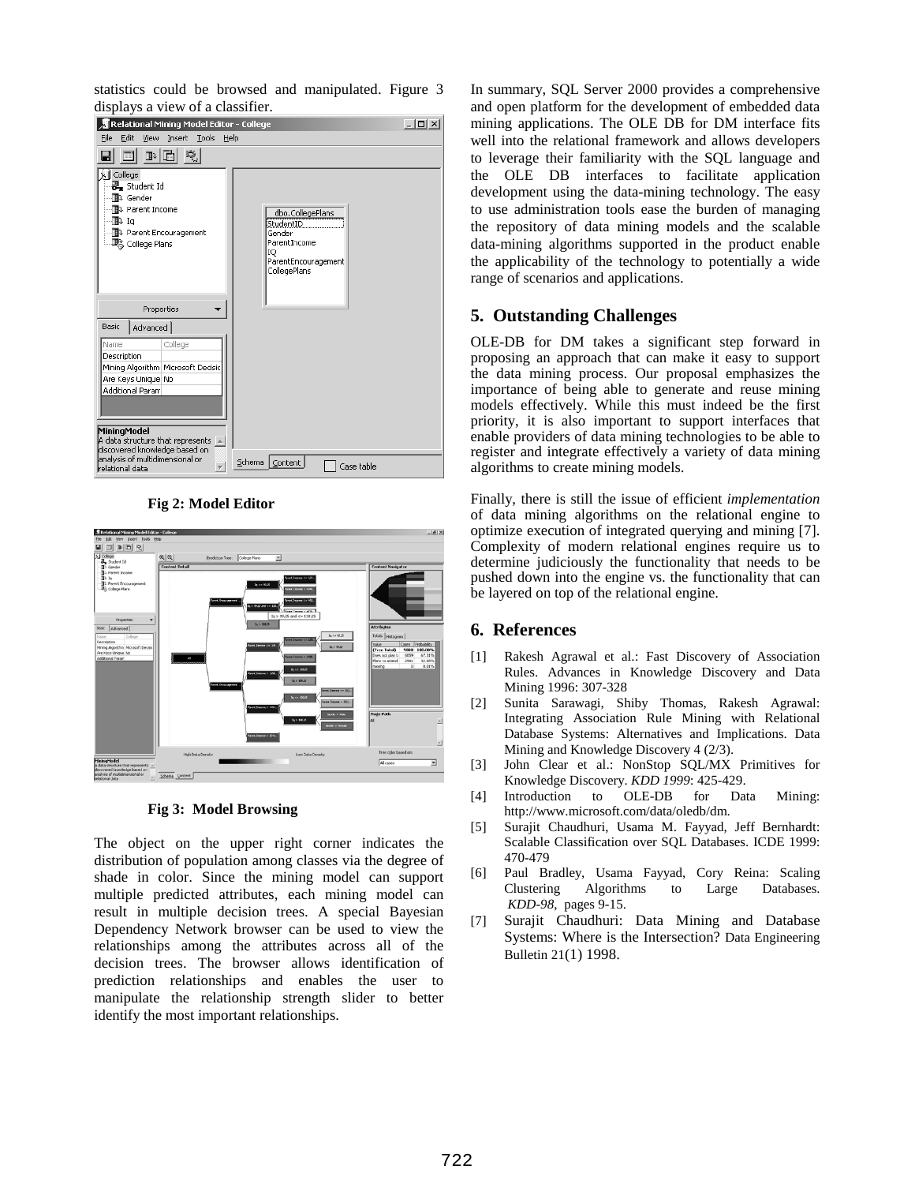statistics could be browsed and manipulated. Figure 3 displays a view of a classifier.

**Fig 2: Model Editor**

**Fig 3: Model Browsing**

The object on the upper right corner indicates the distribution of population among classes via the degree of shade in color. Since the mining model can support multiple predicted attributes, each mining model can result in multiple decision trees. A special Bayesian Dependency Network browser can be used to view the relationships among the attributes across all of the decision trees. The browser allows identification of prediction relationships and enables the user to manipulate the relationship strength slider to better identify the most important relationships.

In summary, SQL Server 2000 provides a comprehensive and open platform for the development of embedded data mining applications. The OLE DB for DM interface fits well into the relational framework and allows developers to leverage their familiarity with the SQL language and the OLE DB interfaces to facilitate application development using the data-mining technology. The easy to use administration tools ease the burden of managing the repository of data mining models and the scalable data-mining algorithms supported in the product enable the applicability of the technology to potentially a wide range of scenarios and applications.

## 5. Outstanding Challenges

OLE-DB for DM takes a significant step forward in proposing an approach that can make it easy to support the data mining process. Our proposal emphasizes the importance of being able to generate and reuse mining models effectively. While this must indeed be the first priority, it is also important to support interfaces that enable providers of data mining technologies to be able to register and integrate effectively a variety of data mining algorithms to create mining models.

Finally, there is still the issue of efficient *implementation* of data mining algorithms on the relational engine to optimize execution of integrated querying and mining [7]. Complexity of modern relational engines require us to determine judiciously the functionality that needs to be pushed down into the engine vs. the functionality that can be layered on top of the relational engine.

## 6. References

[1] Rakesh Agrawal et al.: Fast Discovery of Association Rules. Advances in Knowledge Discovery and Data Mining 1996: 307-328

[2] Sunita Sarawagi, Shiby Thomas, Rakesh Agrawal: Integrating Association Rule Mining with Relational Database Systems: Alternatives and Implications. Data Mining and Knowledge Discovery 4 (2/3).

[3] John Clear et al.: NonStop SQL/MX Primitives for Knowledge Discovery. *KDD 1999*: 425-429.

[4] Introduction to OLE-DB for Data Mining: http://www.microsoft.com/data/oledb/dm.

[5] Surajit Chaudhuri, Usama M. Fayyad, Jeff Bernhardt: Scalable Classification over SQL Databases. ICDE 1999: 470-479

[6] Paul Bradley, Usama Fayyad, Cory Reina: Scaling Clustering Algorithms to Large Databases. *KDD-98*, pages 9-15.

[7] Surajit Chaudhuri: Data Mining and Database Systems: Where is the Intersection? Data Engineering Bulletin 21(1) 1998.